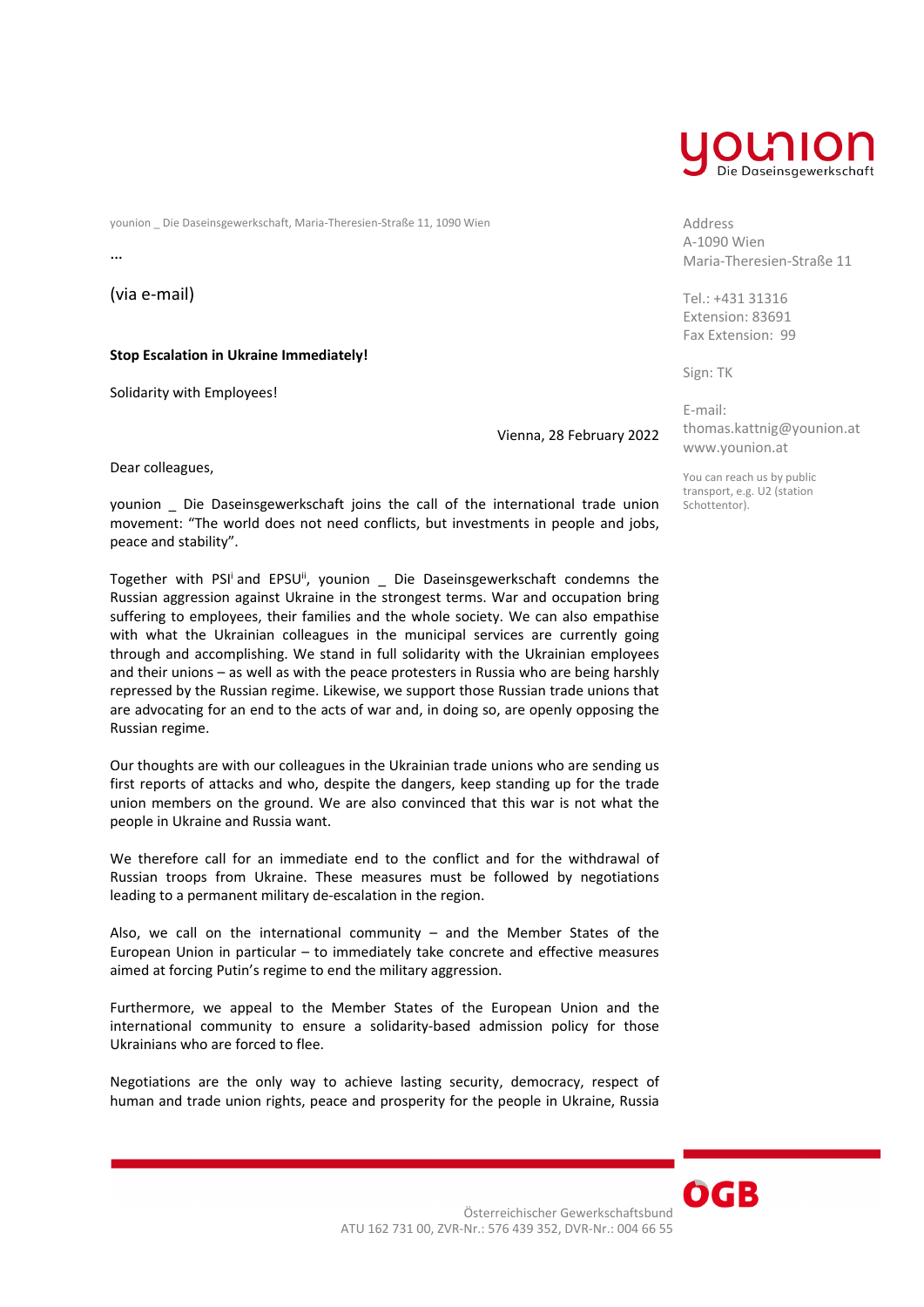younion
Die Daseinsgewerkschaft

younion _ Die Daseinsgewerkschaft, Maria-Theresien-Straße 11, 1090 Wien

...

(via e-mail)

Address
A-1090 Wien
Maria-Theresien-Straße 11

Tel.: +431 31316
Extension: 83691
Fax Extension: 99

Sign: TK

E-mail:
thomas.kattnig@younion.at
www.younion.at

You can reach us by public transport, e.g. U2 (station Schottentor).

**Stop Escalation in Ukraine Immediately!**

Solidarity with Employees!

Vienna, 28 February 2022

Dear colleagues,

younion _ Die Daseinsgewerkschaft joins the call of the international trade union movement: "The world does not need conflicts, but investments in people and jobs, peace and stability".

Together with PSI[i] and EPSU[ii], younion _ Die Daseinsgewerkschaft condemns the Russian aggression against Ukraine in the strongest terms. War and occupation bring suffering to employees, their families and the whole society. We can also empathise with what the Ukrainian colleagues in the municipal services are currently going through and accomplishing. We stand in full solidarity with the Ukrainian employees and their unions – as well as with the peace protesters in Russia who are being harshly repressed by the Russian regime. Likewise, we support those Russian trade unions that are advocating for an end to the acts of war and, in doing so, are openly opposing the Russian regime.

Our thoughts are with our colleagues in the Ukrainian trade unions who are sending us first reports of attacks and who, despite the dangers, keep standing up for the trade union members on the ground. We are also convinced that this war is not what the people in Ukraine and Russia want.

We therefore call for an immediate end to the conflict and for the withdrawal of Russian troops from Ukraine. These measures must be followed by negotiations leading to a permanent military de-escalation in the region.

Also, we call on the international community – and the Member States of the European Union in particular – to immediately take concrete and effective measures aimed at forcing Putin's regime to end the military aggression.

Furthermore, we appeal to the Member States of the European Union and the international community to ensure a solidarity-based admission policy for those Ukrainians who are forced to flee.

Negotiations are the only way to achieve lasting security, democracy, respect of human and trade union rights, peace and prosperity for the people in Ukraine, Russia

ÖGB
Österreichischer Gewerkschaftsbund
ATU 162 731 00, ZVR-Nr.: 576 439 352, DVR-Nr.: 004 66 55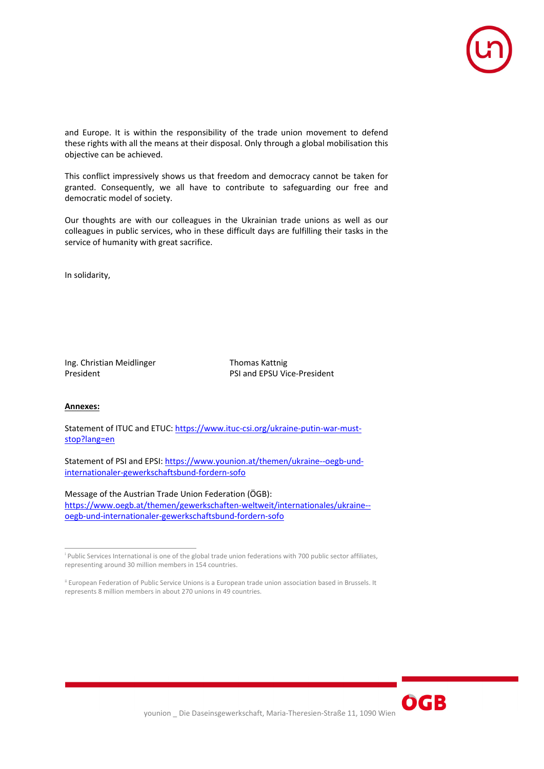and Europe. It is within the responsibility of the trade union movement to defend these rights with all the means at their disposal. Only through a global mobilisation this objective can be achieved.

This conflict impressively shows us that freedom and democracy cannot be taken for granted. Consequently, we all have to contribute to safeguarding our free and democratic model of society.

Our thoughts are with our colleagues in the Ukrainian trade unions as well as our colleagues in public services, who in these difficult days are fulfilling their tasks in the service of humanity with great sacrifice.

In solidarity,

Ing. Christian Meidlinger
President

Thomas Kattnig
PSI and EPSU Vice-President

**Annexes:**

Statement of ITUC and ETUC: https://www.ituc-csi.org/ukraine-putin-war-must-stop?lang=en

Statement of PSI and EPSI: https://www.younion.at/themen/ukraine--oegb-und-internationaler-gewerkschaftsbund-fordern-sofo

Message of the Austrian Trade Union Federation (ÖGB): https://www.oegb.at/themen/gewerkschaften-weltweit/internationales/ukraine--oegb-und-internationaler-gewerkschaftsbund-fordern-sofo

[i] Public Services International is one of the global trade union federations with 700 public sector affiliates, representing around 30 million members in 154 countries.

[ii] European Federation of Public Service Unions is a European trade union association based in Brussels. It represents 8 million members in about 270 unions in 49 countries.

younion _ Die Daseinsgewerkschaft, Maria-Theresien-Straße 11, 1090 Wien